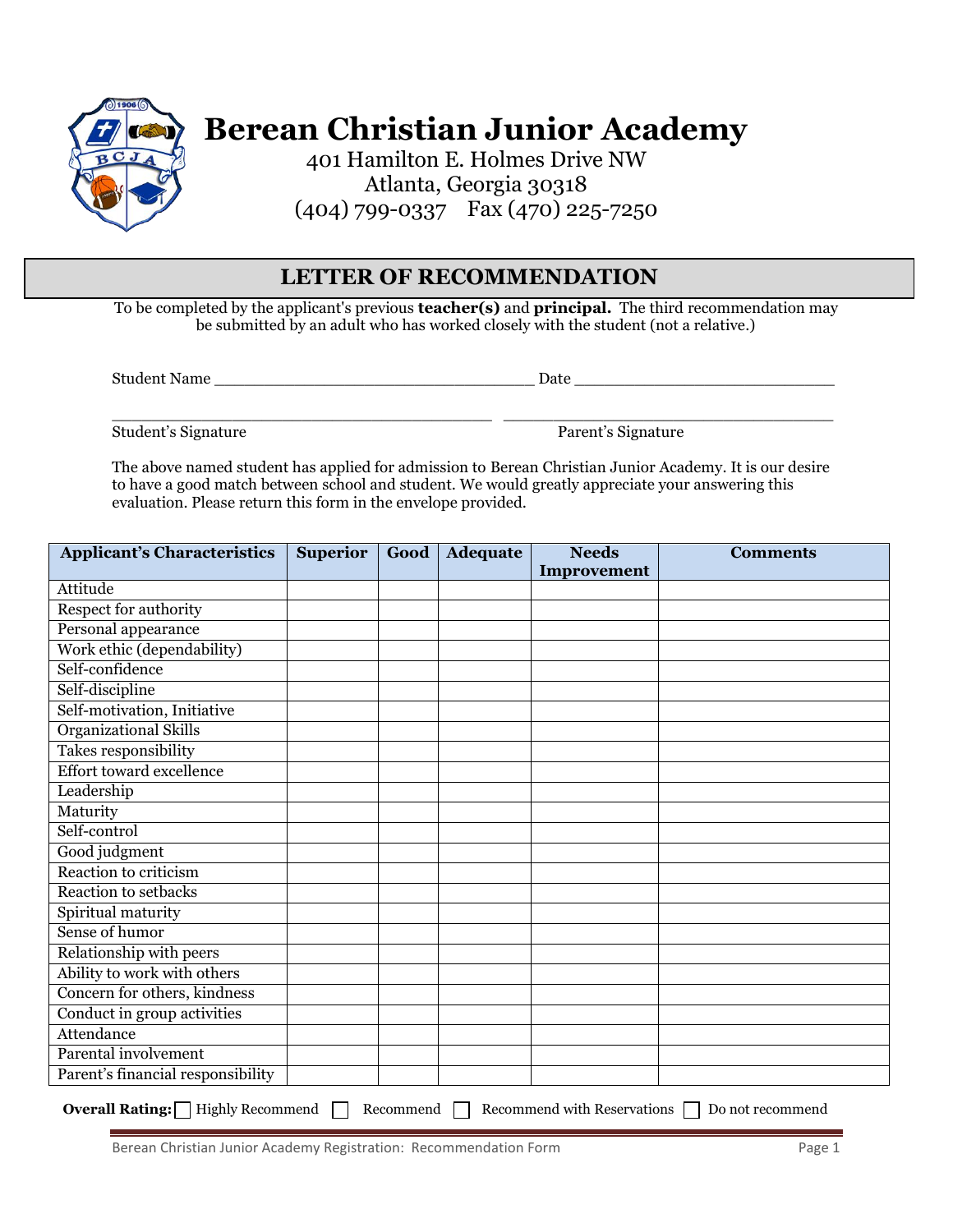# Berean Christian Junior Academy

401 Hamilton E. Holmes Drive NW
Atlanta, Georgia 30318
(404) 799-0337 Fax (470) 225-7250

## LETTER OF RECOMMENDATION

To be completed by the applicant's previous **teacher(s)** and **principal.** The third recommendation may be submitted by an adult who has worked closely with the student (not a relative.)

Student Name ___________________________________ Date ____________________________

_________________________________________ ____________________________________
Student's Signature Parent's Signature

The above named student has applied for admission to Berean Christian Junior Academy. It is our desire to have a good match between school and student. We would greatly appreciate your answering this evaluation. Please return this form in the envelope provided.

| Applicant's Characteristics | Superior | Good | Adequate | Needs Improvement | Comments |
|---|---|---|---|---|---|
| Attitude | | | | | |
| Respect for authority | | | | | |
| Personal appearance | | | | | |
| Work ethic (dependability) | | | | | |
| Self-confidence | | | | | |
| Self-discipline | | | | | |
| Self-motivation, Initiative | | | | | |
| Organizational Skills | | | | | |
| Takes responsibility | | | | | |
| Effort toward excellence | | | | | |
| Leadership | | | | | |
| Maturity | | | | | |
| Self-control | | | | | |
| Good judgment | | | | | |
| Reaction to criticism | | | | | |
| Reaction to setbacks | | | | | |
| Spiritual maturity | | | | | |
| Sense of humor | | | | | |
| Relationship with peers | | | | | |
| Ability to work with others | | | | | |
| Concern for others, kindness | | | | | |
| Conduct in group activities | | | | | |
| Attendance | | | | | |
| Parental involvement | | | | | |
| Parent's financial responsibility | | | | | |

**Overall Rating:** ☐ Highly Recommend ☐ Recommend ☐ Recommend with Reservations ☐ Do not recommend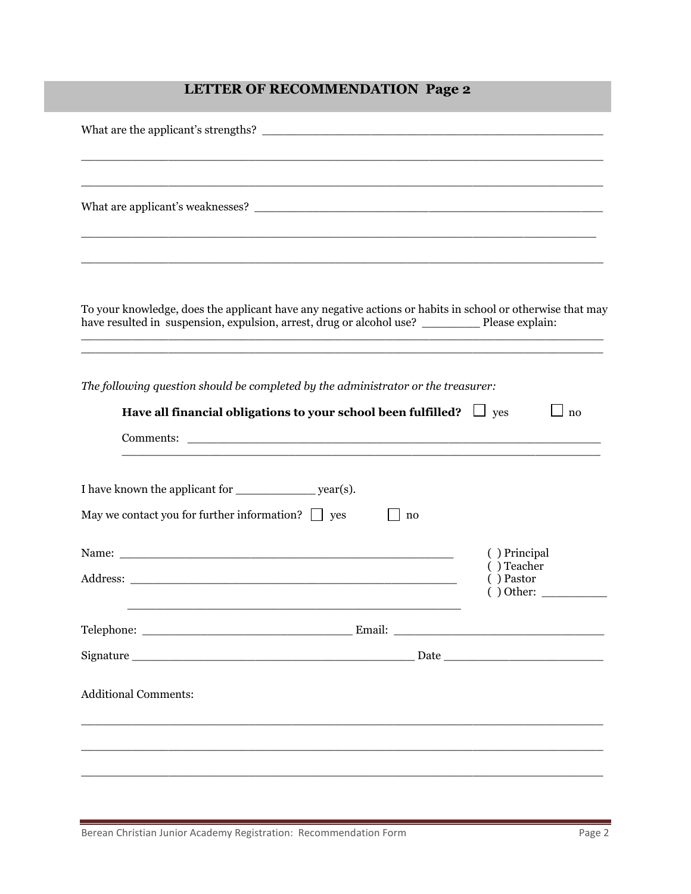## LETTER OF RECOMMENDATION Page 2

What are the applicant's strengths? ________________________________________________

______________________________________________________________________________

______________________________________________________________________________

What are applicant's weaknesses? __________________________________________________

______________________________________________________________________________

______________________________________________________________________________

To your knowledge, does the applicant have any negative actions or habits in school or otherwise that may have resulted in suspension, expulsion, arrest, drug or alcohol use? ________ Please explain:

______________________________________________________________________________

______________________________________________________________________________

*The following question should be completed by the administrator or the treasurer:*

**Have all financial obligations to your school been fulfilled?** ☐ yes ☐ no

Comments: ____________________________________________________________

______________________________________________________________________

I have known the applicant for ___________ year(s).

May we contact you for further information? ☐ yes ☐ no

Name: ______________________________________________

Address: ____________________________________________

____________________________________________________

( ) Principal
( ) Teacher
( ) Pastor
( ) Other: _________

Telephone: ____________________________ Email: ______________________________

Signature ________________________________________ Date ______________________

Additional Comments:

______________________________________________________________________________

______________________________________________________________________________

______________________________________________________________________________